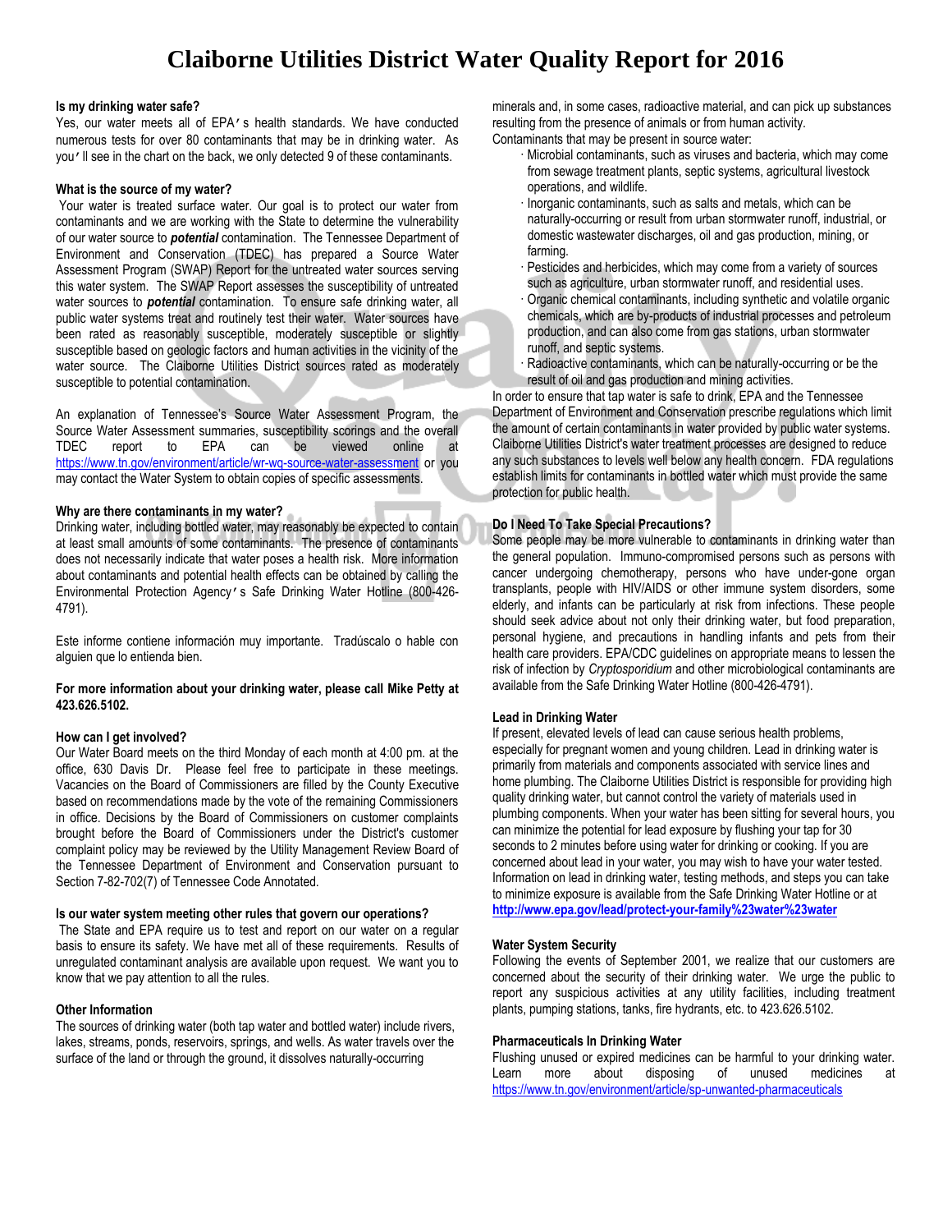# Claiborne Utilities District Water Quality Report for 2016

**Is my drinking water safe?**

Yes, our water meets all of EPA's health standards. We have conducted numerous tests for over 80 contaminants that may be in drinking water. As you'll see in the chart on the back, we only detected 9 of these contaminants.

**What is the source of my water?**

Your water is treated surface water. Our goal is to protect our water from contaminants and we are working with the State to determine the vulnerability of our water source to ***potential*** contamination. The Tennessee Department of Environment and Conservation (TDEC) has prepared a Source Water Assessment Program (SWAP) Report for the untreated water sources serving this water system. The SWAP Report assesses the susceptibility of untreated water sources to ***potential*** contamination. To ensure safe drinking water, all public water systems treat and routinely test their water. Water sources have been rated as reasonably susceptible, moderately susceptible or slightly susceptible based on geologic factors and human activities in the vicinity of the water source. The Claiborne Utilities District sources rated as moderately susceptible to potential contamination.

An explanation of Tennessee's Source Water Assessment Program, the Source Water Assessment summaries, susceptibility scorings and the overall TDEC report to EPA can be viewed online at https://www.tn.gov/environment/article/wr-wq-source-water-assessment or you may contact the Water System to obtain copies of specific assessments.

**Why are there contaminants in my water?**

Drinking water, including bottled water, may reasonably be expected to contain at least small amounts of some contaminants. The presence of contaminants does not necessarily indicate that water poses a health risk. More information about contaminants and potential health effects can be obtained by calling the Environmental Protection Agency's Safe Drinking Water Hotline (800-426-4791).

Este informe contiene información muy importante. Tradúscalo o hable con alguien que lo entienda bien.

**For more information about your drinking water, please call Mike Petty at 423.626.5102.**

**How can I get involved?**

Our Water Board meets on the third Monday of each month at 4:00 pm. at the office, 630 Davis Dr. Please feel free to participate in these meetings. Vacancies on the Board of Commissioners are filled by the County Executive based on recommendations made by the vote of the remaining Commissioners in office. Decisions by the Board of Commissioners on customer complaints brought before the Board of Commissioners under the District's customer complaint policy may be reviewed by the Utility Management Review Board of the Tennessee Department of Environment and Conservation pursuant to Section 7-82-702(7) of Tennessee Code Annotated.

**Is our water system meeting other rules that govern our operations?**

The State and EPA require us to test and report on our water on a regular basis to ensure its safety. We have met all of these requirements. Results of unregulated contaminant analysis are available upon request. We want you to know that we pay attention to all the rules.

**Other Information**

The sources of drinking water (both tap water and bottled water) include rivers, lakes, streams, ponds, reservoirs, springs, and wells. As water travels over the surface of the land or through the ground, it dissolves naturally-occurring minerals and, in some cases, radioactive material, and can pick up substances resulting from the presence of animals or from human activity.

Contaminants that may be present in source water:

- Microbial contaminants, such as viruses and bacteria, which may come from sewage treatment plants, septic systems, agricultural livestock operations, and wildlife.
- Inorganic contaminants, such as salts and metals, which can be naturally-occurring or result from urban stormwater runoff, industrial, or domestic wastewater discharges, oil and gas production, mining, or farming.
- Pesticides and herbicides, which may come from a variety of sources such as agriculture, urban stormwater runoff, and residential uses.
- Organic chemical contaminants, including synthetic and volatile organic chemicals, which are by-products of industrial processes and petroleum production, and can also come from gas stations, urban stormwater runoff, and septic systems.
- Radioactive contaminants, which can be naturally-occurring or be the result of oil and gas production and mining activities.

In order to ensure that tap water is safe to drink, EPA and the Tennessee Department of Environment and Conservation prescribe regulations which limit the amount of certain contaminants in water provided by public water systems. Claiborne Utilities District's water treatment processes are designed to reduce any such substances to levels well below any health concern. FDA regulations establish limits for contaminants in bottled water which must provide the same protection for public health.

**Do I Need To Take Special Precautions?**

Some people may be more vulnerable to contaminants in drinking water than the general population. Immuno-compromised persons such as persons with cancer undergoing chemotherapy, persons who have under-gone organ transplants, people with HIV/AIDS or other immune system disorders, some elderly, and infants can be particularly at risk from infections. These people should seek advice about not only their drinking water, but food preparation, personal hygiene, and precautions in handling infants and pets from their health care providers. EPA/CDC guidelines on appropriate means to lessen the risk of infection by *Cryptosporidium* and other microbiological contaminants are available from the Safe Drinking Water Hotline (800-426-4791).

**Lead in Drinking Water**

If present, elevated levels of lead can cause serious health problems, especially for pregnant women and young children. Lead in drinking water is primarily from materials and components associated with service lines and home plumbing. The Claiborne Utilities District is responsible for providing high quality drinking water, but cannot control the variety of materials used in plumbing components. When your water has been sitting for several hours, you can minimize the potential for lead exposure by flushing your tap for 30 seconds to 2 minutes before using water for drinking or cooking. If you are concerned about lead in your water, you may wish to have your water tested. Information on lead in drinking water, testing methods, and steps you can take to minimize exposure is available from the Safe Drinking Water Hotline or at **http://www.epa.gov/lead/protect-your-family%23water%23water**

**Water System Security**

Following the events of September 2001, we realize that our customers are concerned about the security of their drinking water. We urge the public to report any suspicious activities at any utility facilities, including treatment plants, pumping stations, tanks, fire hydrants, etc. to 423.626.5102.

**Pharmaceuticals In Drinking Water**

Flushing unused or expired medicines can be harmful to your drinking water. Learn more about disposing of unused medicines at https://www.tn.gov/environment/article/sp-unwanted-pharmaceuticals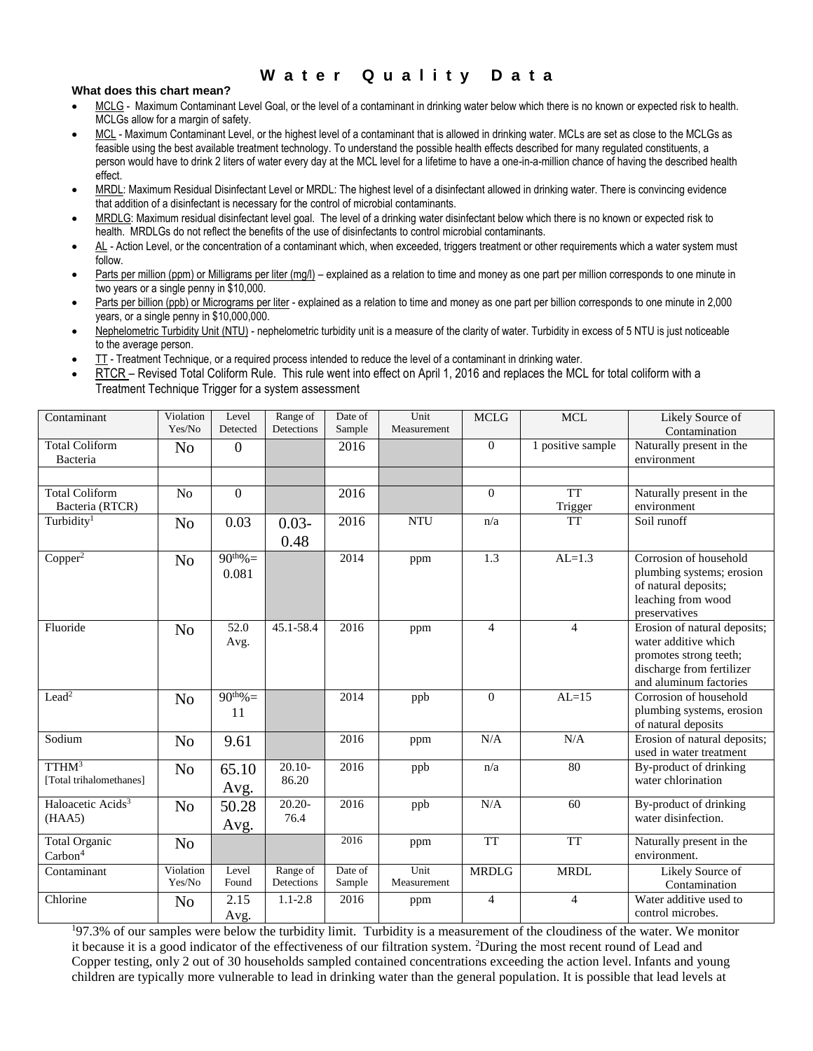# Water Quality Data

**What does this chart mean?**

- MCLG - Maximum Contaminant Level Goal, or the level of a contaminant in drinking water below which there is no known or expected risk to health. MCLGs allow for a margin of safety.
- MCL - Maximum Contaminant Level, or the highest level of a contaminant that is allowed in drinking water. MCLs are set as close to the MCLGs as feasible using the best available treatment technology. To understand the possible health effects described for many regulated constituents, a person would have to drink 2 liters of water every day at the MCL level for a lifetime to have a one-in-a-million chance of having the described health effect.
- MRDL: Maximum Residual Disinfectant Level or MRDL: The highest level of a disinfectant allowed in drinking water. There is convincing evidence that addition of a disinfectant is necessary for the control of microbial contaminants.
- MRDLG: Maximum residual disinfectant level goal. The level of a drinking water disinfectant below which there is no known or expected risk to health. MRDLGs do not reflect the benefits of the use of disinfectants to control microbial contaminants.
- AL - Action Level, or the concentration of a contaminant which, when exceeded, triggers treatment or other requirements which a water system must follow.
- Parts per million (ppm) or Milligrams per liter (mg/l) – explained as a relation to time and money as one part per million corresponds to one minute in two years or a single penny in $10,000.
- Parts per billion (ppb) or Micrograms per liter - explained as a relation to time and money as one part per billion corresponds to one minute in 2,000 years, or a single penny in $10,000,000.
- Nephelometric Turbidity Unit (NTU) - nephelometric turbidity unit is a measure of the clarity of water. Turbidity in excess of 5 NTU is just noticeable to the average person.
- TT - Treatment Technique, or a required process intended to reduce the level of a contaminant in drinking water.
- RTCR – Revised Total Coliform Rule. This rule went into effect on April 1, 2016 and replaces the MCL for total coliform with a Treatment Technique Trigger for a system assessment

| Contaminant | Violation Yes/No | Level Detected | Range of Detections | Date of Sample | Unit Measurement | MCLG | MCL | Likely Source of Contamination |
|---|---|---|---|---|---|---|---|---|
| Total Coliform Bacteria | No | 0 | | 2016 | | 0 | 1 positive sample | Naturally present in the environment |
| | | | | | | | | |
| Total Coliform Bacteria (RTCR) | No | 0 | | 2016 | | 0 | TT Trigger | Naturally present in the environment |
| Turbidity[1] | No | 0.03 | 0.03-0.48 | 2016 | NTU | n/a | TT | Soil runoff |
| Copper[2] | No | 90th%= 0.081 | | 2014 | ppm | 1.3 | AL=1.3 | Corrosion of household plumbing systems; erosion of natural deposits; leaching from wood preservatives |
| Fluoride | No | 52.0 Avg. | 45.1-58.4 | 2016 | ppm | 4 | 4 | Erosion of natural deposits; water additive which promotes strong teeth; discharge from fertilizer and aluminum factories |
| Lead[2] | No | 90th%= 11 | | 2014 | ppb | 0 | AL=15 | Corrosion of household plumbing systems, erosion of natural deposits |
| Sodium | No | 9.61 | | 2016 | ppm | N/A | N/A | Erosion of natural deposits; used in water treatment |
| TTHM[3] [Total trihalomethanes] | No | 65.10 Avg. | 20.10-86.20 | 2016 | ppb | n/a | 80 | By-product of drinking water chlorination |
| Haloacetic Acids[3] (HAA5) | No | 50.28 Avg. | 20.20-76.4 | 2016 | ppb | N/A | 60 | By-product of drinking water disinfection. |
| Total Organic Carbon[4] | No | | | 2016 | ppm | TT | TT | Naturally present in the environment. |
| Contaminant | Violation Yes/No | Level Found | Range of Detections | Date of Sample | Unit Measurement | MRDLG | MRDL | Likely Source of Contamination |
| Chlorine | No | 2.15 Avg. | 1.1-2.8 | 2016 | ppm | 4 | 4 | Water additive used to control microbes. |

[1]97.3% of our samples were below the turbidity limit. Turbidity is a measurement of the cloudiness of the water. We monitor it because it is a good indicator of the effectiveness of our filtration system. [2]During the most recent round of Lead and Copper testing, only 2 out of 30 households sampled contained concentrations exceeding the action level. Infants and young children are typically more vulnerable to lead in drinking water than the general population. It is possible that lead levels at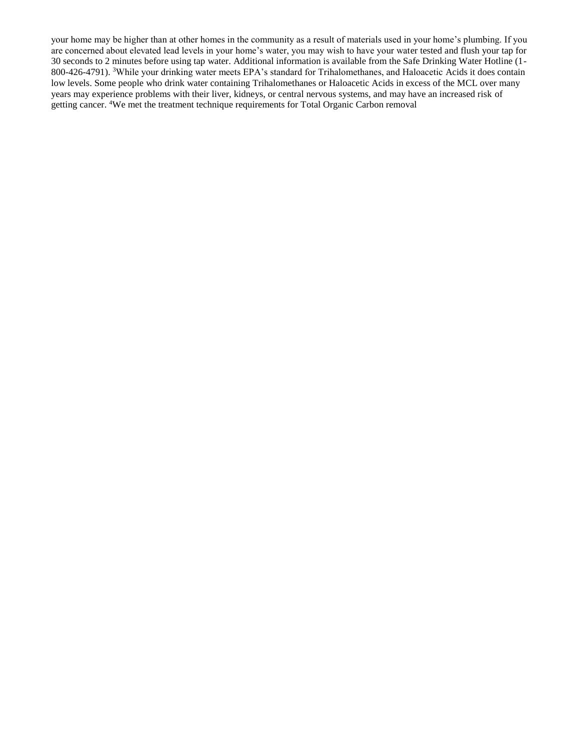your home may be higher than at other homes in the community as a result of materials used in your home's plumbing. If you are concerned about elevated lead levels in your home's water, you may wish to have your water tested and flush your tap for 30 seconds to 2 minutes before using tap water. Additional information is available from the Safe Drinking Water Hotline (1-800-426-4791). [3]While your drinking water meets EPA's standard for Trihalomethanes, and Haloacetic Acids it does contain low levels. Some people who drink water containing Trihalomethanes or Haloacetic Acids in excess of the MCL over many years may experience problems with their liver, kidneys, or central nervous systems, and may have an increased risk of getting cancer. [4]We met the treatment technique requirements for Total Organic Carbon removal